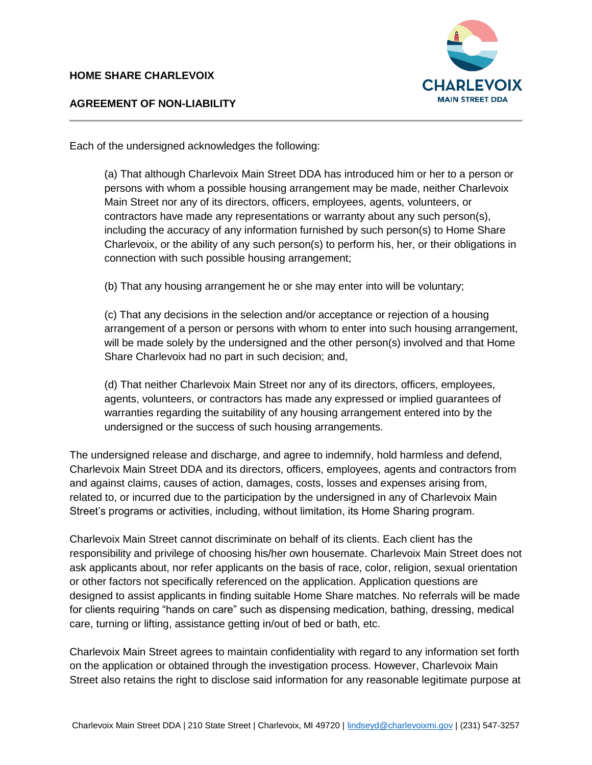**HOME SHARE CHARLEVOIX**

**AGREEMENT OF NON-LIABILITY**

Each of the undersigned acknowledges the following:

(a) That although Charlevoix Main Street DDA has introduced him or her to a person or persons with whom a possible housing arrangement may be made, neither Charlevoix Main Street nor any of its directors, officers, employees, agents, volunteers, or contractors have made any representations or warranty about any such person(s), including the accuracy of any information furnished by such person(s) to Home Share Charlevoix, or the ability of any such person(s) to perform his, her, or their obligations in connection with such possible housing arrangement;

(b) That any housing arrangement he or she may enter into will be voluntary;

(c) That any decisions in the selection and/or acceptance or rejection of a housing arrangement of a person or persons with whom to enter into such housing arrangement, will be made solely by the undersigned and the other person(s) involved and that Home Share Charlevoix had no part in such decision; and,

(d) That neither Charlevoix Main Street nor any of its directors, officers, employees, agents, volunteers, or contractors has made any expressed or implied guarantees of warranties regarding the suitability of any housing arrangement entered into by the undersigned or the success of such housing arrangements.

The undersigned release and discharge, and agree to indemnify, hold harmless and defend, Charlevoix Main Street DDA and its directors, officers, employees, agents and contractors from and against claims, causes of action, damages, costs, losses and expenses arising from, related to, or incurred due to the participation by the undersigned in any of Charlevoix Main Street's programs or activities, including, without limitation, its Home Sharing program.

Charlevoix Main Street cannot discriminate on behalf of its clients. Each client has the responsibility and privilege of choosing his/her own housemate. Charlevoix Main Street does not ask applicants about, nor refer applicants on the basis of race, color, religion, sexual orientation or other factors not specifically referenced on the application. Application questions are designed to assist applicants in finding suitable Home Share matches. No referrals will be made for clients requiring "hands on care" such as dispensing medication, bathing, dressing, medical care, turning or lifting, assistance getting in/out of bed or bath, etc.

Charlevoix Main Street agrees to maintain confidentiality with regard to any information set forth on the application or obtained through the investigation process. However, Charlevoix Main Street also retains the right to disclose said information for any reasonable legitimate purpose at

Charlevoix Main Street DDA | 210 State Street | Charlevoix, MI 49720 | lindseyd@charlevoixmi.gov | (231) 547-3257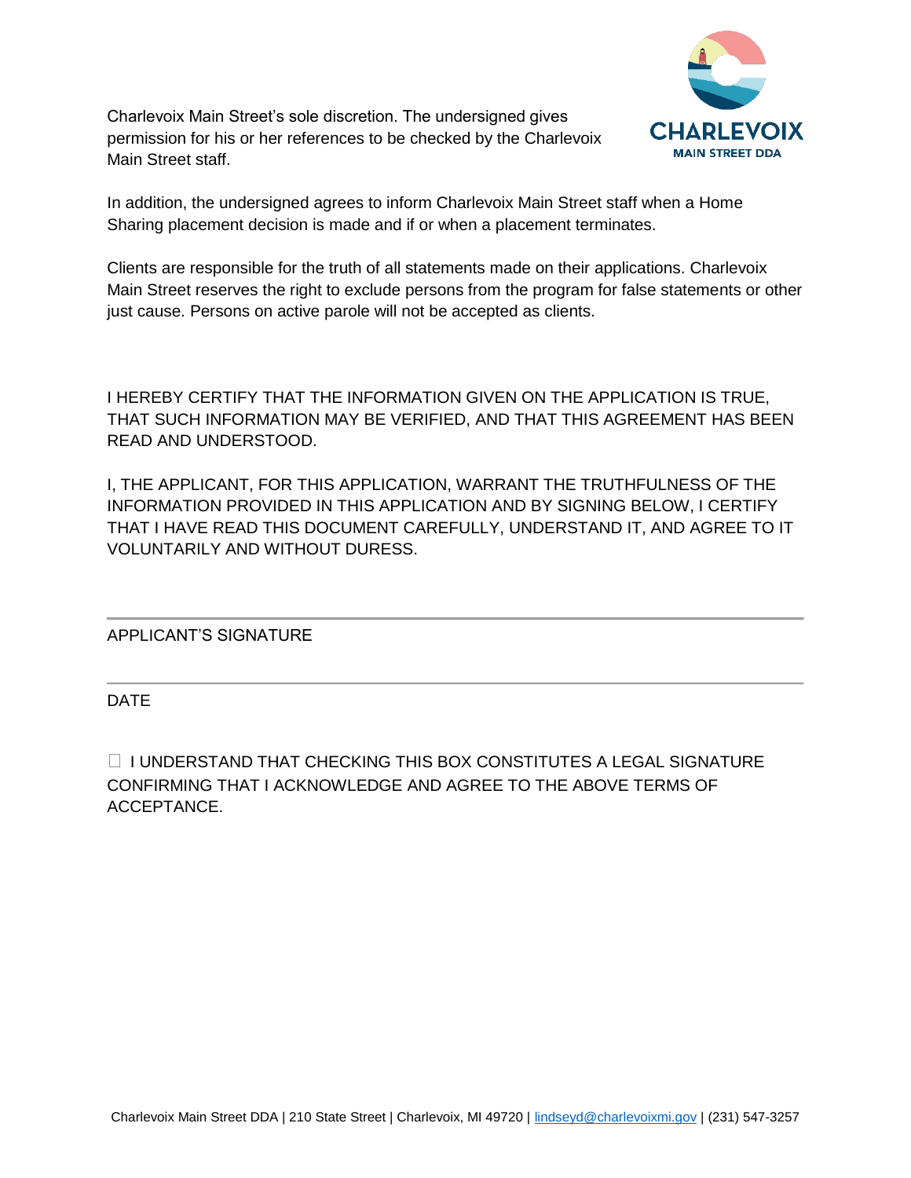Charlevoix Main Street's sole discretion. The undersigned gives permission for his or her references to be checked by the Charlevoix Main Street staff.

In addition, the undersigned agrees to inform Charlevoix Main Street staff when a Home Sharing placement decision is made and if or when a placement terminates.

Clients are responsible for the truth of all statements made on their applications. Charlevoix Main Street reserves the right to exclude persons from the program for false statements or other just cause. Persons on active parole will not be accepted as clients.

I HEREBY CERTIFY THAT THE INFORMATION GIVEN ON THE APPLICATION IS TRUE, THAT SUCH INFORMATION MAY BE VERIFIED, AND THAT THIS AGREEMENT HAS BEEN READ AND UNDERSTOOD.

I, THE APPLICANT, FOR THIS APPLICATION, WARRANT THE TRUTHFULNESS OF THE INFORMATION PROVIDED IN THIS APPLICATION AND BY SIGNING BELOW, I CERTIFY THAT I HAVE READ THIS DOCUMENT CAREFULLY, UNDERSTAND IT, AND AGREE TO IT VOLUNTARILY AND WITHOUT DURESS.

---

APPLICANT'S SIGNATURE

---

DATE

☐ I UNDERSTAND THAT CHECKING THIS BOX CONSTITUTES A LEGAL SIGNATURE CONFIRMING THAT I ACKNOWLEDGE AND AGREE TO THE ABOVE TERMS OF ACCEPTANCE.

Charlevoix Main Street DDA | 210 State Street | Charlevoix, MI 49720 | lindseyd@charlevoixmi.gov | (231) 547-3257